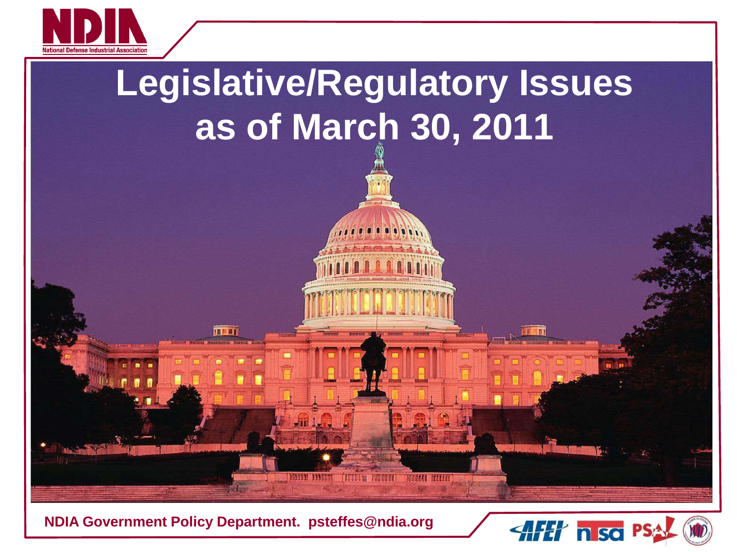# Legislative/Regulatory Issues as of March 30, 2011

NDIA Government Policy Department. psteffes@ndia.org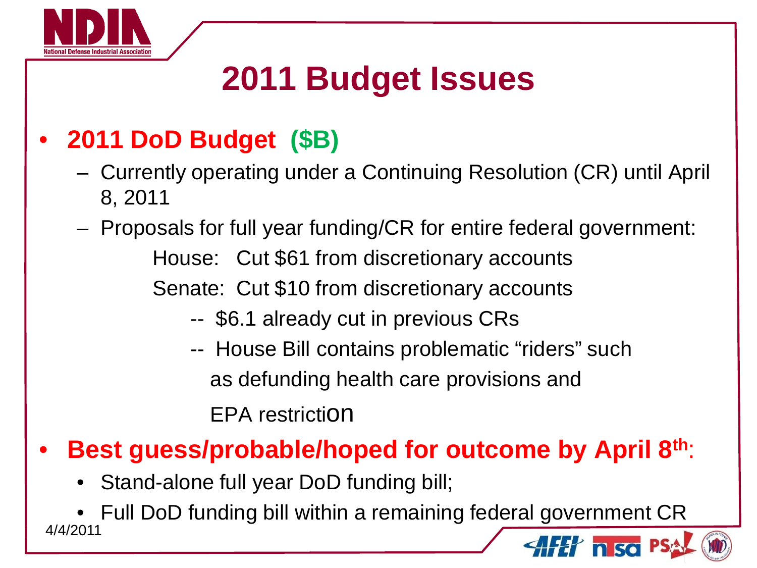# 2011 Budget Issues

- **2011 DoD Budget (\$B)**
  - Currently operating under a Continuing Resolution (CR) until April 8, 2011
  - Proposals for full year funding/CR for entire federal government:

    House: Cut $61 from discretionary accounts

    Senate: Cut $10 from discretionary accounts

    -- $6.1 already cut in previous CRs

    -- House Bill contains problematic "riders" such as defunding health care provisions and EPA restriction

- **Best guess/probable/hoped for outcome by April 8th:**
  - Stand-alone full year DoD funding bill;
  - Full DoD funding bill within a remaining federal government CR

4/4/2011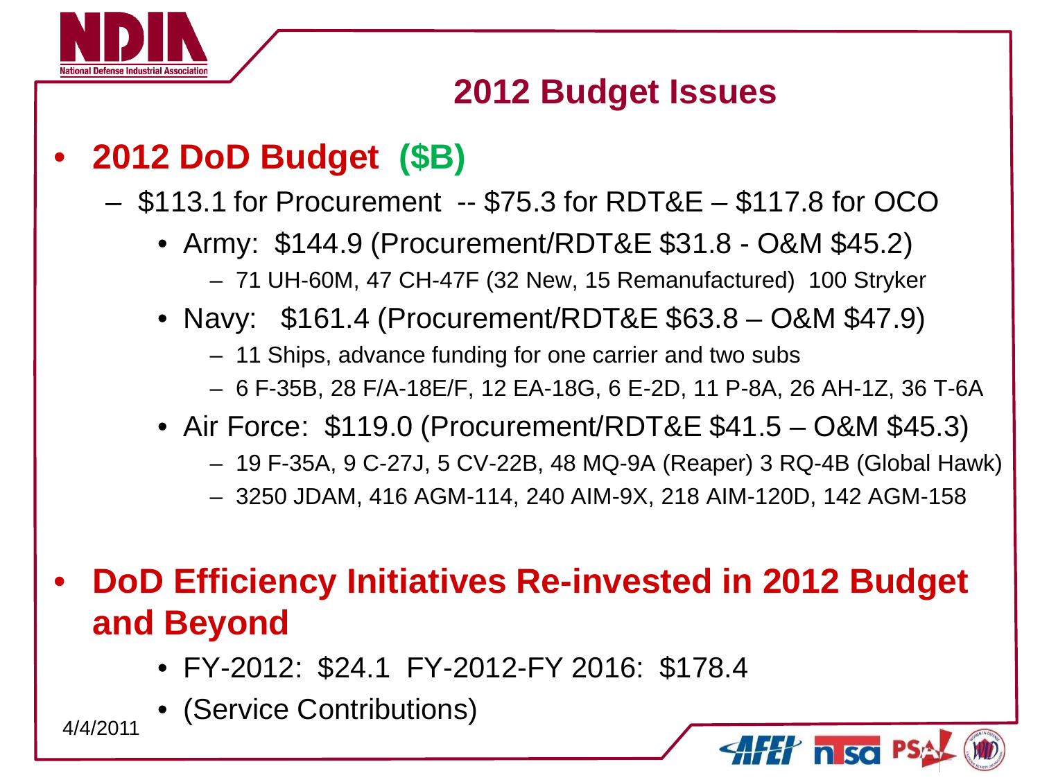## 2012 Budget Issues

- **2012 DoD Budget (\$B)**
  - \$113.1 for Procurement -- \$75.3 for RDT&E – \$117.8 for OCO
    - Army: \$144.9 (Procurement/RDT&E \$31.8 - O&M \$45.2)
      - 71 UH-60M, 47 CH-47F (32 New, 15 Remanufactured) 100 Stryker
    - Navy: \$161.4 (Procurement/RDT&E \$63.8 – O&M \$47.9)
      - 11 Ships, advance funding for one carrier and two subs
      - 6 F-35B, 28 F/A-18E/F, 12 EA-18G, 6 E-2D, 11 P-8A, 26 AH-1Z, 36 T-6A
    - Air Force: \$119.0 (Procurement/RDT&E \$41.5 – O&M \$45.3)
      - 19 F-35A, 9 C-27J, 5 CV-22B, 48 MQ-9A (Reaper) 3 RQ-4B (Global Hawk)
      - 3250 JDAM, 416 AGM-114, 240 AIM-9X, 218 AIM-120D, 142 AGM-158

- **DoD Efficiency Initiatives Re-invested in 2012 Budget and Beyond**
  - FY-2012: \$24.1 FY-2012-FY 2016: \$178.4
  - (Service Contributions)

4/4/2011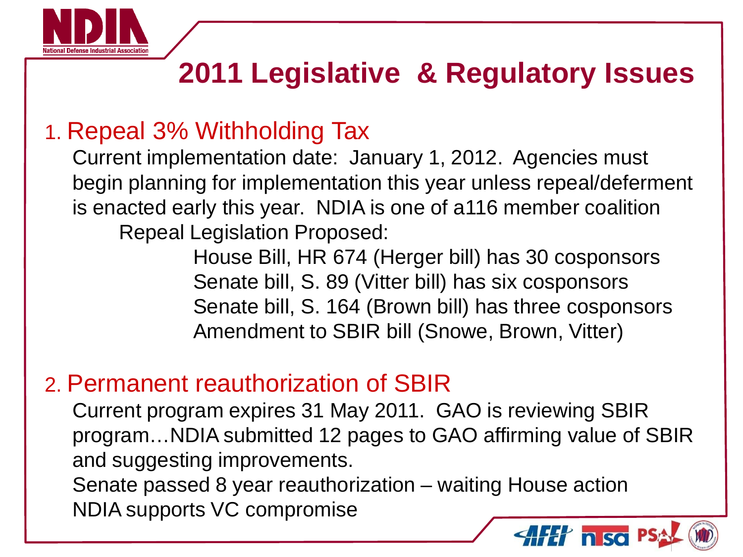# 2011 Legislative & Regulatory Issues

## 1. Repeal 3% Withholding Tax

Current implementation date: January 1, 2012. Agencies must begin planning for implementation this year unless repeal/deferment is enacted early this year. NDIA is one of a116 member coalition

Repeal Legislation Proposed:

- House Bill, HR 674 (Herger bill) has 30 cosponsors
- Senate bill, S. 89 (Vitter bill) has six cosponsors
- Senate bill, S. 164 (Brown bill) has three cosponsors
- Amendment to SBIR bill (Snowe, Brown, Vitter)

## 2. Permanent reauthorization of SBIR

Current program expires 31 May 2011. GAO is reviewing SBIR program…NDIA submitted 12 pages to GAO affirming value of SBIR and suggesting improvements.

Senate passed 8 year reauthorization – waiting House action

NDIA supports VC compromise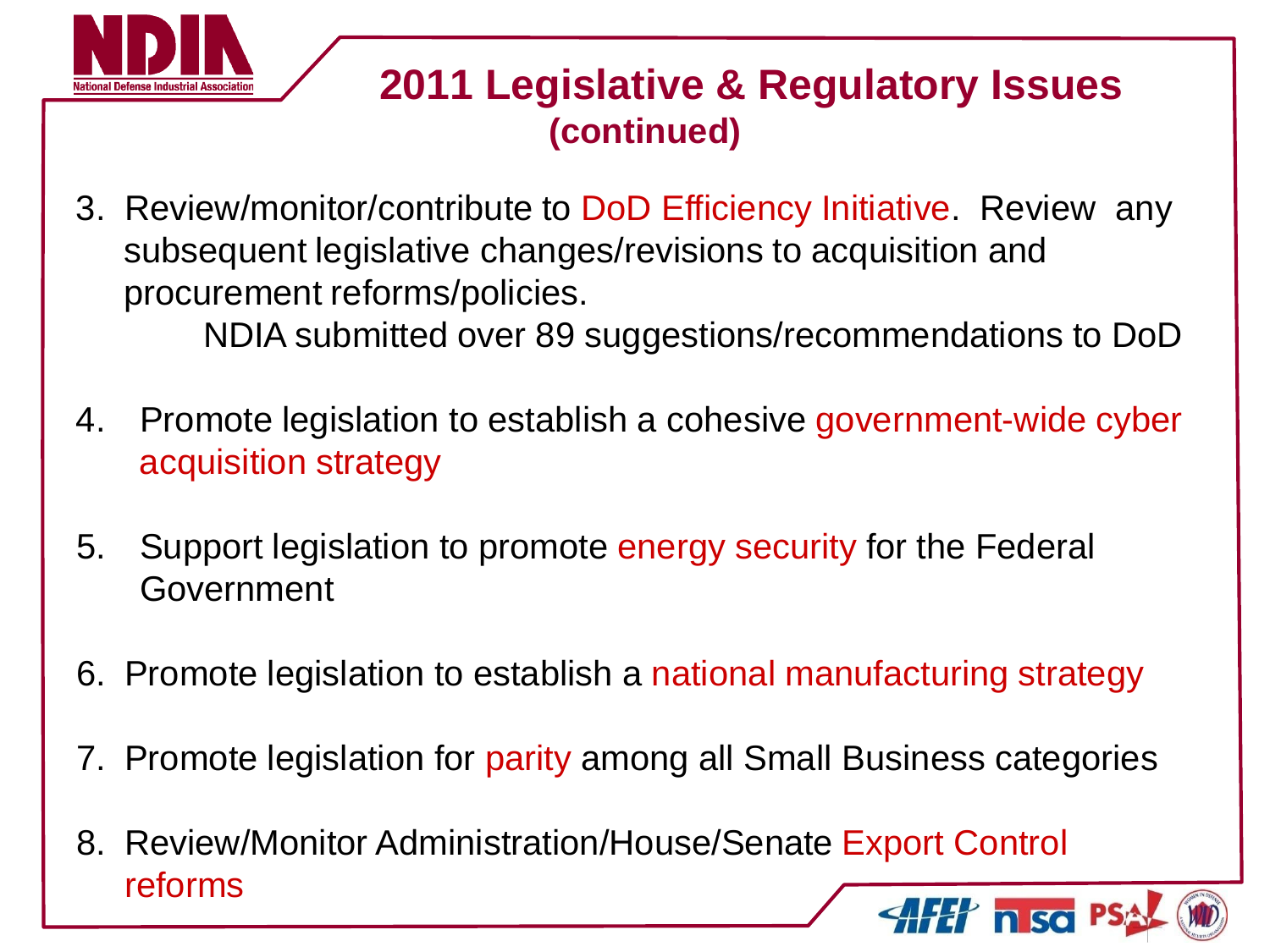# 2011 Legislative & Regulatory Issues (continued)

3. Review/monitor/contribute to DoD Efficiency Initiative. Review any subsequent legislative changes/revisions to acquisition and procurement reforms/policies.

   NDIA submitted over 89 suggestions/recommendations to DoD

4. Promote legislation to establish a cohesive government-wide cyber acquisition strategy

5. Support legislation to promote energy security for the Federal Government

6. Promote legislation to establish a national manufacturing strategy

7. Promote legislation for parity among all Small Business categories

8. Review/Monitor Administration/House/Senate Export Control reforms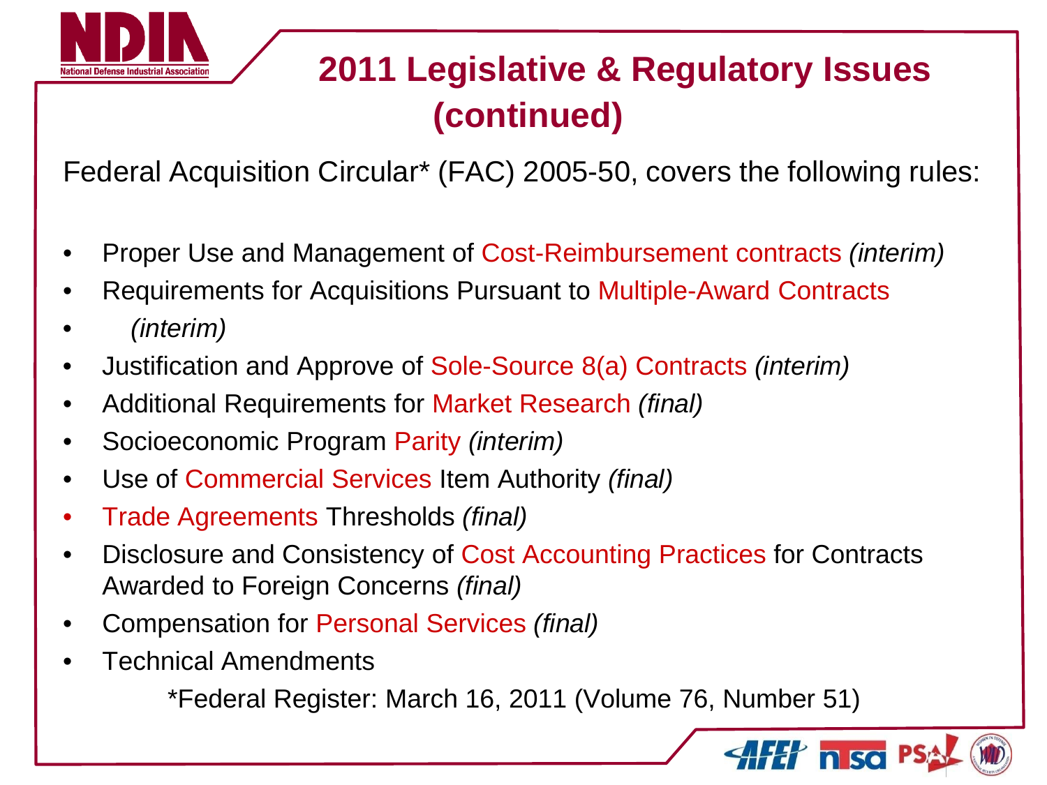# 2011 Legislative & Regulatory Issues (continued)

Federal Acquisition Circular* (FAC) 2005-50, covers the following rules:

- Proper Use and Management of Cost-Reimbursement contracts *(interim)*
- Requirements for Acquisitions Pursuant to Multiple-Award Contracts
- *(interim)*
- Justification and Approve of Sole-Source 8(a) Contracts *(interim)*
- Additional Requirements for Market Research *(final)*
- Socioeconomic Program Parity *(interim)*
- Use of Commercial Services Item Authority *(final)*
- Trade Agreements Thresholds *(final)*
- Disclosure and Consistency of Cost Accounting Practices for Contracts Awarded to Foreign Concerns *(final)*
- Compensation for Personal Services *(final)*
- Technical Amendments

*Federal Register: March 16, 2011 (Volume 76, Number 51)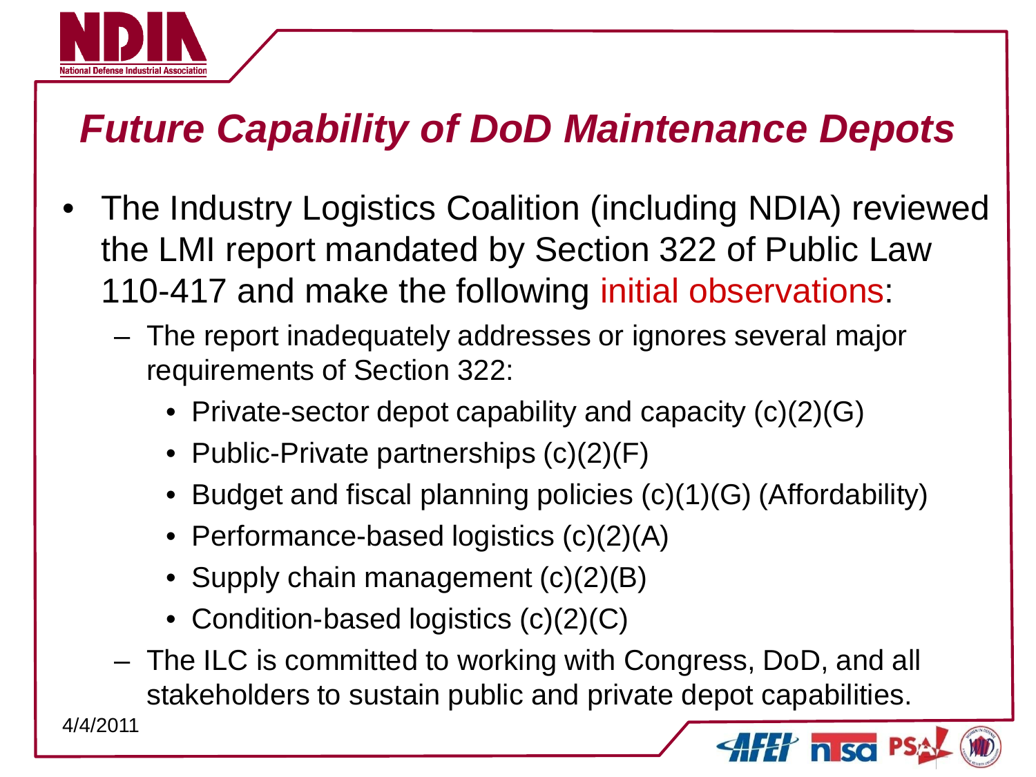# *Future Capability of DoD Maintenance Depots*

- The Industry Logistics Coalition (including NDIA) reviewed the LMI report mandated by Section 322 of Public Law 110-417 and make the following initial observations:
  - The report inadequately addresses or ignores several major requirements of Section 322:
    - Private-sector depot capability and capacity (c)(2)(G)
    - Public-Private partnerships (c)(2)(F)
    - Budget and fiscal planning policies (c)(1)(G) (Affordability)
    - Performance-based logistics (c)(2)(A)
    - Supply chain management (c)(2)(B)
    - Condition-based logistics (c)(2)(C)
  - The ILC is committed to working with Congress, DoD, and all stakeholders to sustain public and private depot capabilities.

4/4/2011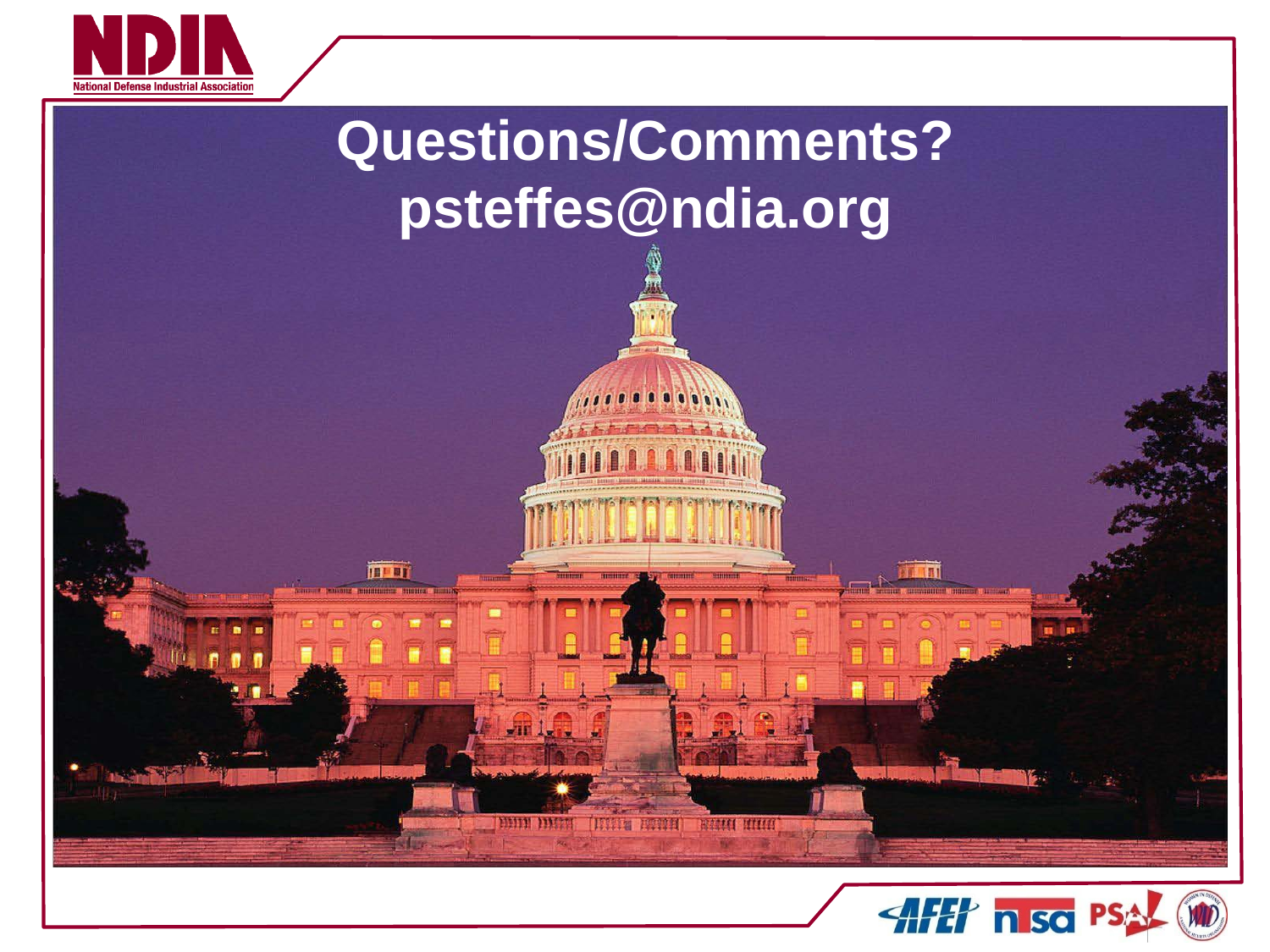# Questions/Comments?

# psteffes@ndia.org